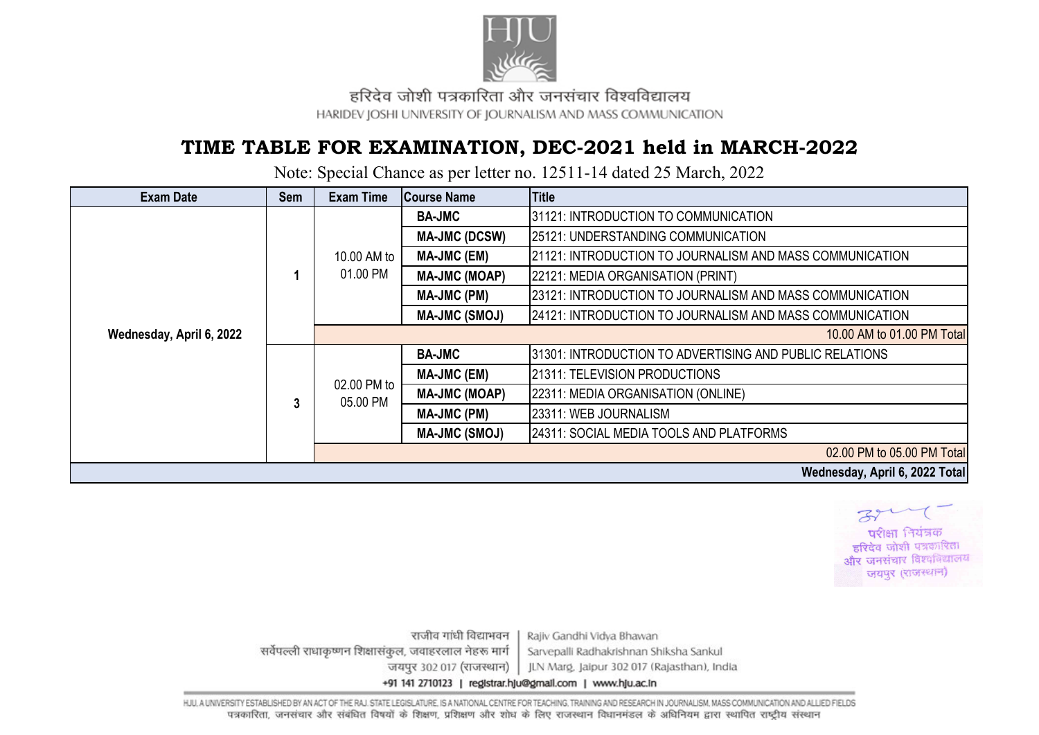हरिदेव जोशी पत्रकारिता और जनसंचार विश्वविद्यालय

HARIDEV JOSHI UNIVERSITY OF JOURNALISM AND MASS COMMUNICATION

# TIME TABLE FOR EXAMINATION, DEC-2021 held in MARCH-2022

Note: Special Chance as per letter no. 12511-14 dated 25 March, 2022

| Exam Date | Sem | Exam Time | Course Name | Title |
|---|---|---|---|---|
| Wednesday, April 6, 2022 | 1 | 10.00 AM to 01.00 PM | **BA-JMC** | 31121: INTRODUCTION TO COMMUNICATION |
| | | | **MA-JMC (DCSW)** | 25121: UNDERSTANDING COMMUNICATION |
| | | | **MA-JMC (EM)** | 21121: INTRODUCTION TO JOURNALISM AND MASS COMMUNICATION |
| | | | **MA-JMC (MOAP)** | 22121: MEDIA ORGANISATION (PRINT) |
| | | | **MA-JMC (PM)** | 23121: INTRODUCTION TO JOURNALISM AND MASS COMMUNICATION |
| | | | **MA-JMC (SMOJ)** | 24121: INTRODUCTION TO JOURNALISM AND MASS COMMUNICATION |
| | | 10.00 AM to 01.00 PM Total | | |
| | 3 | 02.00 PM to 05.00 PM | **BA-JMC** | 31301: INTRODUCTION TO ADVERTISING AND PUBLIC RELATIONS |
| | | | **MA-JMC (EM)** | 21311: TELEVISION PRODUCTIONS |
| | | | **MA-JMC (MOAP)** | 22311: MEDIA ORGANISATION (ONLINE) |
| | | | **MA-JMC (PM)** | 23311: WEB JOURNALISM |
| | | | **MA-JMC (SMOJ)** | 24311: SOCIAL MEDIA TOOLS AND PLATFORMS |
| | | 02.00 PM to 05.00 PM Total | | |
| **Wednesday, April 6, 2022 Total** | | | | |

परीक्षा नियंत्रक
हरिदेव जोशी पत्रकारिता
और जनसंचार विश्वविद्यालय
जयपुर (राजस्थान)

राजीव गांधी विद्याभवन | Rajiv Gandhi Vidya Bhawan
सर्वपल्ली राधाकृष्णन शिक्षासंकुल, जवाहरलाल नेहरू मार्ग | Sarvepalli Radhakrishnan Shiksha Sankul
जयपुर 302 017 (राजस्थान) | JLN Marg, Jaipur 302 017 (Rajasthan), India
+91 141 2710123 | registrar.hju@gmail.com | www.hju.ac.in

HJU, A UNIVERSITY ESTABLISHED BY AN ACT OF THE RAJ. STATE LEGISLATURE, IS A NATIONAL CENTRE FOR TEACHING, TRAINING AND RESEARCH IN JOURNALISM, MASS COMMUNICATION AND ALLIED FIELDS
पत्रकारिता, जनसंचार और संबंधित विषयों के शिक्षण, प्रशिक्षण और शोध के लिए राजस्थान विधानमंडल के अधिनियम द्वारा स्थापित राष्ट्रीय संस्थान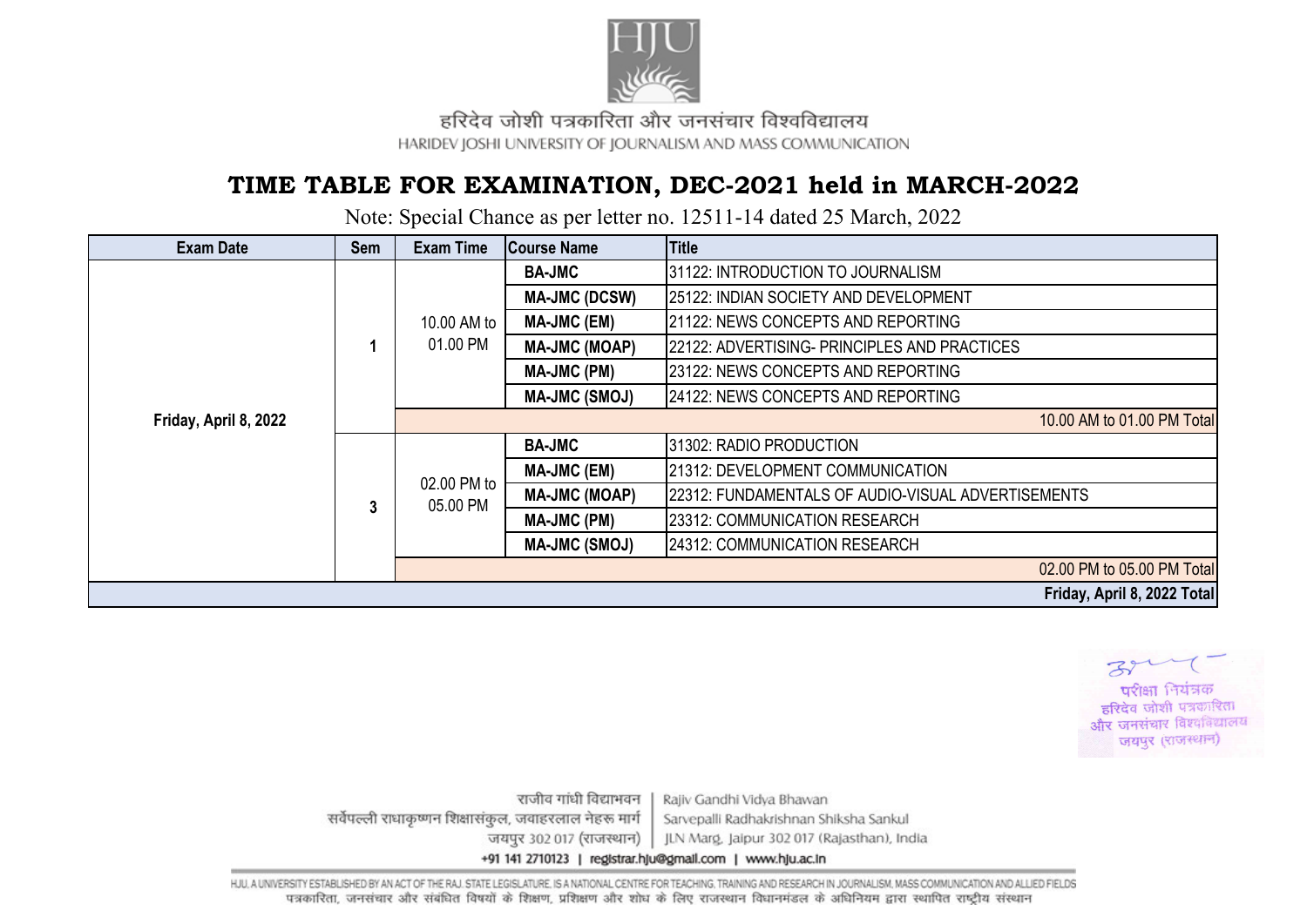हरिदेव जोशी पत्रकारिता और जनसंचार विश्वविद्यालय

HARIDEV JOSHI UNIVERSITY OF JOURNALISM AND MASS COMMUNICATION

# TIME TABLE FOR EXAMINATION, DEC-2021 held in MARCH-2022

Note: Special Chance as per letter no. 12511-14 dated 25 March, 2022

| Exam Date | Sem | Exam Time | Course Name | Title |
|---|---|---|---|---|
| Friday, April 8, 2022 | 1 | 10.00 AM to 01.00 PM | BA-JMC | 31122: INTRODUCTION TO JOURNALISM |
| | | | MA-JMC (DCSW) | 25122: INDIAN SOCIETY AND DEVELOPMENT |
| | | | MA-JMC (EM) | 21122: NEWS CONCEPTS AND REPORTING |
| | | | MA-JMC (MOAP) | 22122: ADVERTISING- PRINCIPLES AND PRACTICES |
| | | | MA-JMC (PM) | 23122: NEWS CONCEPTS AND REPORTING |
| | | | MA-JMC (SMOJ) | 24122: NEWS CONCEPTS AND REPORTING |
| | | 10.00 AM to 01.00 PM Total | | |
| | 3 | 02.00 PM to 05.00 PM | BA-JMC | 31302: RADIO PRODUCTION |
| | | | MA-JMC (EM) | 21312: DEVELOPMENT COMMUNICATION |
| | | | MA-JMC (MOAP) | 22312: FUNDAMENTALS OF AUDIO-VISUAL ADVERTISEMENTS |
| | | | MA-JMC (PM) | 23312: COMMUNICATION RESEARCH |
| | | | MA-JMC (SMOJ) | 24312: COMMUNICATION RESEARCH |
| | | 02.00 PM to 05.00 PM Total | | |
| Friday, April 8, 2022 Total | | | | |

परीक्षा नियंत्रक
हरिदेव जोशी पत्रकारिता
और जनसंचार विश्वविद्यालय
जयपुर (राजस्थान)

राजीव गांधी विद्याभवन | Rajiv Gandhi Vidya Bhawan
सर्वपल्ली राधाकृष्णन शिक्षासंकुल, जवाहरलाल नेहरू मार्ग | Sarvepalli Radhakrishnan Shiksha Sankul
जयपुर 302 017 (राजस्थान) | JLN Marg, Jaipur 302 017 (Rajasthan), India
+91 141 2710123 | registrar.hju@gmail.com | www.hju.ac.in

HJU, A UNIVERSITY ESTABLISHED BY AN ACT OF THE RAJ. STATE LEGISLATURE, IS A NATIONAL CENTRE FOR TEACHING, TRAINING AND RESEARCH IN JOURNALISM, MASS COMMUNICATION AND ALLIED FIELDS
पत्रकारिता, जनसंचार और संबंधित विषयों के शिक्षण, प्रशिक्षण और शोध के लिए राजस्थान विधानमंडल के अधिनियम द्वारा स्थापित राष्ट्रीय संस्थान